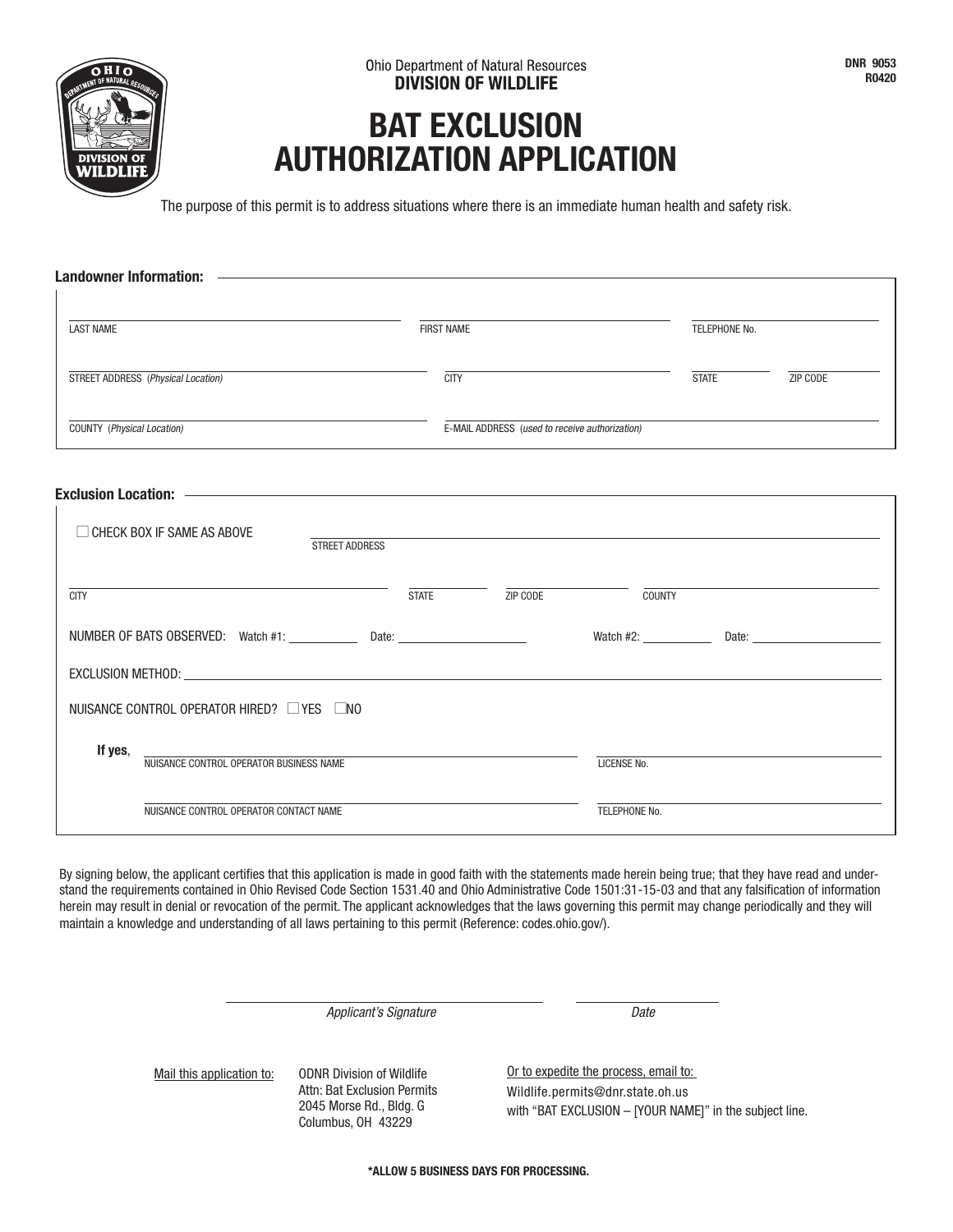DNR 9053
R0420

Ohio Department of Natural Resources
**DIVISION OF WILDLIFE**

# BAT EXCLUSION AUTHORIZATION APPLICATION

The purpose of this permit is to address situations where there is an immediate human health and safety risk.

## Landowner Information:

LAST NAME ______________________ FIRST NAME ______________________ TELEPHONE No. ______________________

STREET ADDRESS *(Physical Location)* ______________________ CITY ______________________ STATE ________ ZIP CODE ________

COUNTY *(Physical Location)* ______________________ E-MAIL ADDRESS *(used to receive authorization)* ______________________

## Exclusion Location:

☐ CHECK BOX IF SAME AS ABOVE

STREET ADDRESS ______________________

CITY ______________________ STATE ________ ZIP CODE ________ COUNTY ______________________

NUMBER OF BATS OBSERVED: Watch #1: __________ Date: ______________ Watch #2: __________ Date: ______________

EXCLUSION METHOD: ______________________

NUISANCE CONTROL OPERATOR HIRED? ☐ YES ☐ NO

**If yes**,

NUISANCE CONTROL OPERATOR BUSINESS NAME ______________________ LICENSE No. ______________________

NUISANCE CONTROL OPERATOR CONTACT NAME ______________________ TELEPHONE No. ______________________

By signing below, the applicant certifies that this application is made in good faith with the statements made herein being true; that they have read and understand the requirements contained in Ohio Revised Code Section 1531.40 and Ohio Administrative Code 1501:31-15-03 and that any falsification of information herein may result in denial or revocation of the permit. The applicant acknowledges that the laws governing this permit may change periodically and they will maintain a knowledge and understanding of all laws pertaining to this permit (Reference: codes.ohio.gov/).

______________________ *Applicant's Signature* ______________ *Date*

Mail this application to:
ODNR Division of Wildlife
Attn: Bat Exclusion Permits
2045 Morse Rd., Bldg. G
Columbus, OH 43229

Or to expedite the process, email to:
Wildlife.permits@dnr.state.oh.us
with "BAT EXCLUSION – [YOUR NAME]" in the subject line.

**\*ALLOW 5 BUSINESS DAYS FOR PROCESSING.**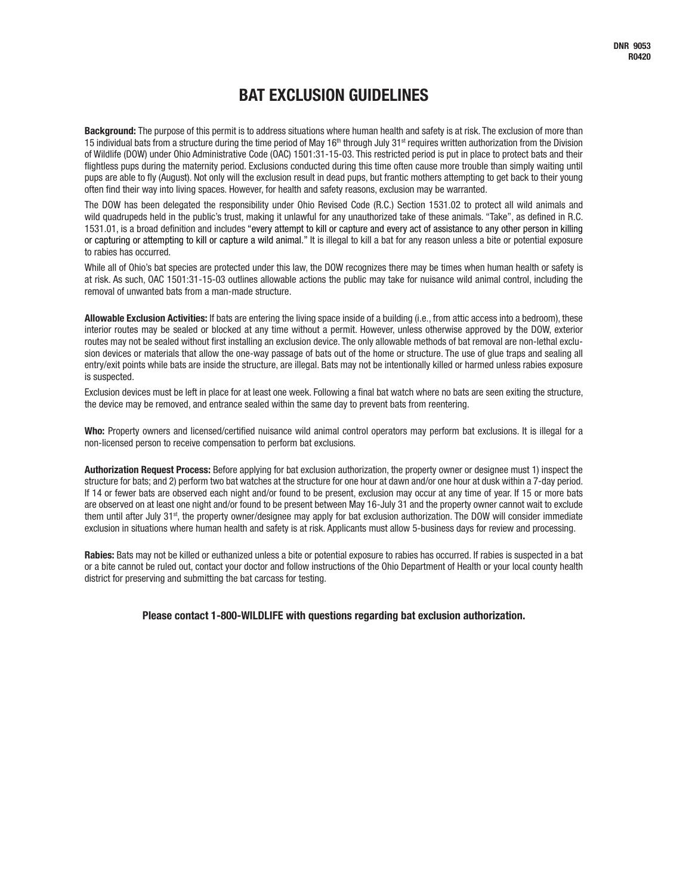DNR 9053
R0420

# BAT EXCLUSION GUIDELINES

**Background:** The purpose of this permit is to address situations where human health and safety is at risk. The exclusion of more than 15 individual bats from a structure during the time period of May 16th through July 31st requires written authorization from the Division of Wildlife (DOW) under Ohio Administrative Code (OAC) 1501:31-15-03. This restricted period is put in place to protect bats and their flightless pups during the maternity period. Exclusions conducted during this time often cause more trouble than simply waiting until pups are able to fly (August). Not only will the exclusion result in dead pups, but frantic mothers attempting to get back to their young often find their way into living spaces. However, for health and safety reasons, exclusion may be warranted.

The DOW has been delegated the responsibility under Ohio Revised Code (R.C.) Section 1531.02 to protect all wild animals and wild quadrupeds held in the public's trust, making it unlawful for any unauthorized take of these animals. "Take", as defined in R.C. 1531.01, is a broad definition and includes "every attempt to kill or capture and every act of assistance to any other person in killing or capturing or attempting to kill or capture a wild animal." It is illegal to kill a bat for any reason unless a bite or potential exposure to rabies has occurred.

While all of Ohio's bat species are protected under this law, the DOW recognizes there may be times when human health or safety is at risk. As such, OAC 1501:31-15-03 outlines allowable actions the public may take for nuisance wild animal control, including the removal of unwanted bats from a man-made structure.

**Allowable Exclusion Activities:** If bats are entering the living space inside of a building (i.e., from attic access into a bedroom), these interior routes may be sealed or blocked at any time without a permit. However, unless otherwise approved by the DOW, exterior routes may not be sealed without first installing an exclusion device. The only allowable methods of bat removal are non-lethal exclusion devices or materials that allow the one-way passage of bats out of the home or structure. The use of glue traps and sealing all entry/exit points while bats are inside the structure, are illegal. Bats may not be intentionally killed or harmed unless rabies exposure is suspected.

Exclusion devices must be left in place for at least one week. Following a final bat watch where no bats are seen exiting the structure, the device may be removed, and entrance sealed within the same day to prevent bats from reentering.

**Who:** Property owners and licensed/certified nuisance wild animal control operators may perform bat exclusions. It is illegal for a non-licensed person to receive compensation to perform bat exclusions.

**Authorization Request Process:** Before applying for bat exclusion authorization, the property owner or designee must 1) inspect the structure for bats; and 2) perform two bat watches at the structure for one hour at dawn and/or one hour at dusk within a 7-day period. If 14 or fewer bats are observed each night and/or found to be present, exclusion may occur at any time of year. If 15 or more bats are observed on at least one night and/or found to be present between May 16-July 31 and the property owner cannot wait to exclude them until after July 31st, the property owner/designee may apply for bat exclusion authorization. The DOW will consider immediate exclusion in situations where human health and safety is at risk. Applicants must allow 5-business days for review and processing.

**Rabies:** Bats may not be killed or euthanized unless a bite or potential exposure to rabies has occurred. If rabies is suspected in a bat or a bite cannot be ruled out, contact your doctor and follow instructions of the Ohio Department of Health or your local county health district for preserving and submitting the bat carcass for testing.

**Please contact 1-800-WILDLIFE with questions regarding bat exclusion authorization.**